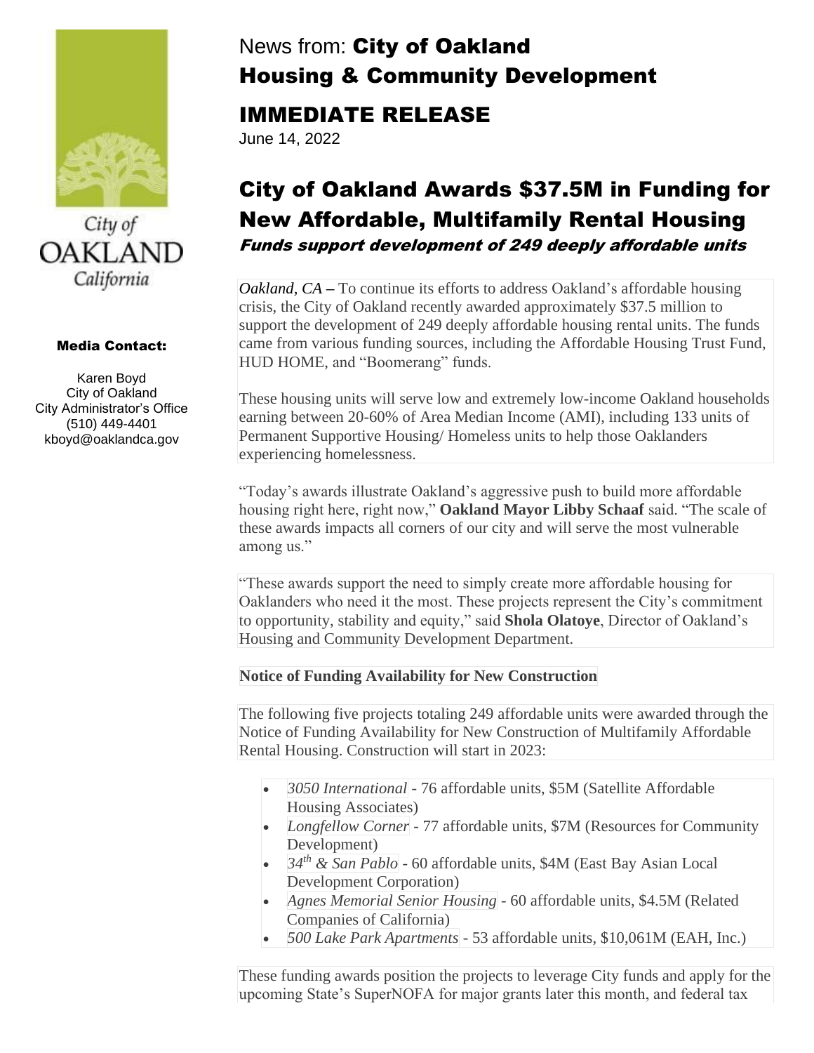News from: **City of Oakland Housing & Community Development**

## IMMEDIATE RELEASE

June 14, 2022

City of Oakland California

**Media Contact:**

Karen Boyd
City of Oakland
City Administrator's Office
(510) 449-4401
kboyd@oaklandca.gov

# City of Oakland Awards $37.5M in Funding for New Affordable, Multifamily Rental Housing

***Funds support development of 249 deeply affordable units***

*Oakland, CA* – To continue its efforts to address Oakland's affordable housing crisis, the City of Oakland recently awarded approximately $37.5 million to support the development of 249 deeply affordable housing rental units. The funds came from various funding sources, including the Affordable Housing Trust Fund, HUD HOME, and "Boomerang" funds.

These housing units will serve low and extremely low-income Oakland households earning between 20-60% of Area Median Income (AMI), including 133 units of Permanent Supportive Housing/ Homeless units to help those Oaklanders experiencing homelessness.

"Today's awards illustrate Oakland's aggressive push to build more affordable housing right here, right now," **Oakland Mayor Libby Schaaf** said. "The scale of these awards impacts all corners of our city and will serve the most vulnerable among us."

"These awards support the need to simply create more affordable housing for Oaklanders who need it the most. These projects represent the City's commitment to opportunity, stability and equity," said **Shola Olatoye**, Director of Oakland's Housing and Community Development Department.

**Notice of Funding Availability for New Construction**

The following five projects totaling 249 affordable units were awarded through the Notice of Funding Availability for New Construction of Multifamily Affordable Rental Housing. Construction will start in 2023:

- *3050 International* - 76 affordable units, $5M (Satellite Affordable Housing Associates)
- *Longfellow Corner* - 77 affordable units, $7M (Resources for Community Development)
- *34th & San Pablo* - 60 affordable units, $4M (East Bay Asian Local Development Corporation)
- *Agnes Memorial Senior Housing* - 60 affordable units, $4.5M (Related Companies of California)
- *500 Lake Park Apartments* - 53 affordable units, $10,061M (EAH, Inc.)

These funding awards position the projects to leverage City funds and apply for the upcoming State's SuperNOFA for major grants later this month, and federal tax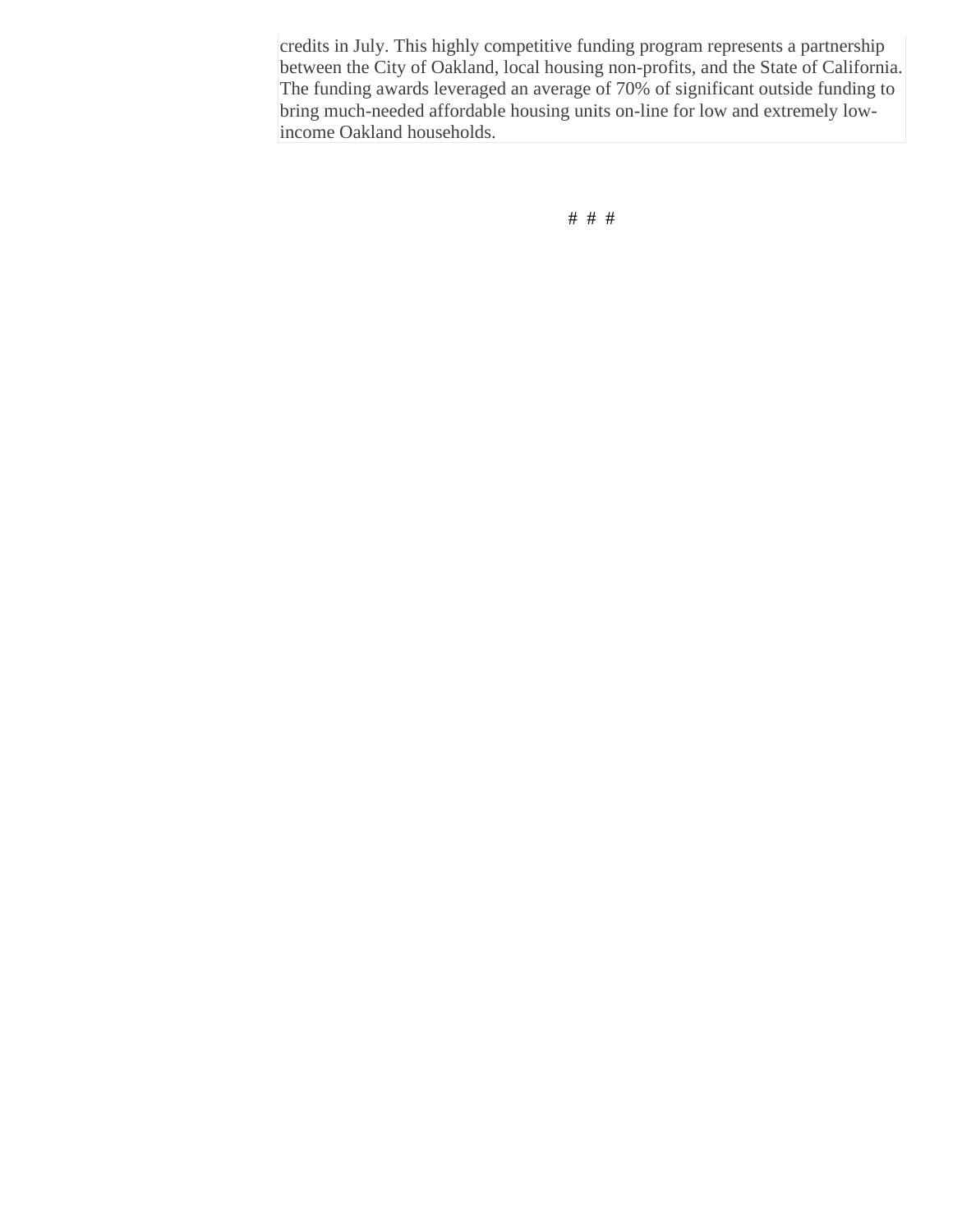credits in July. This highly competitive funding program represents a partnership between the City of Oakland, local housing non-profits, and the State of California. The funding awards leveraged an average of 70% of significant outside funding to bring much-needed affordable housing units on-line for low and extremely low-income Oakland households.

# # #